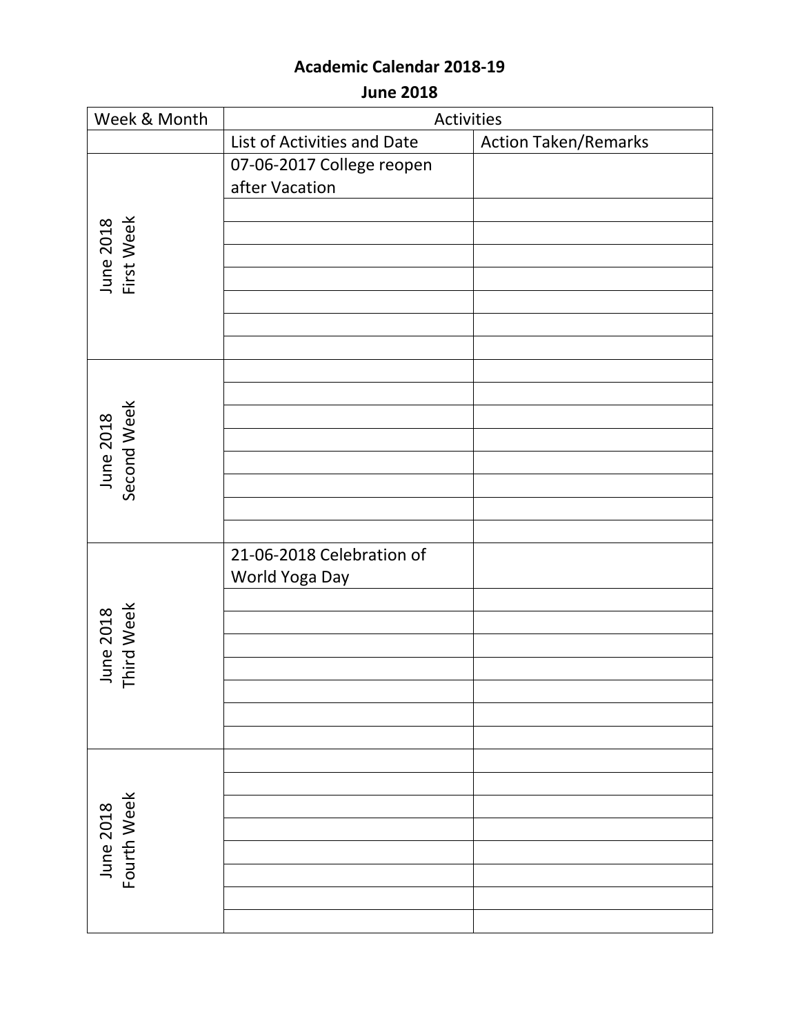**Academic Calendar 2018-19**

**June 2018**

| Week & Month | Activities | |
|---|---|---|
| | List of Activities and Date | Action Taken/Remarks |
| June 2018 First Week | 07-06-2017 College reopen after Vacation | |
| | | |
| | | |
| | | |
| | | |
| | | |
| | | |
| | | |
| June 2018 Second Week | | |
| | | |
| | | |
| | | |
| | | |
| | | |
| | | |
| | | |
| June 2018 Third Week | 21-06-2018 Celebration of World Yoga Day | |
| | | |
| | | |
| | | |
| | | |
| | | |
| | | |
| | | |
| June 2018 Fourth Week | | |
| | | |
| | | |
| | | |
| | | |
| | | |
| | | |
| | | |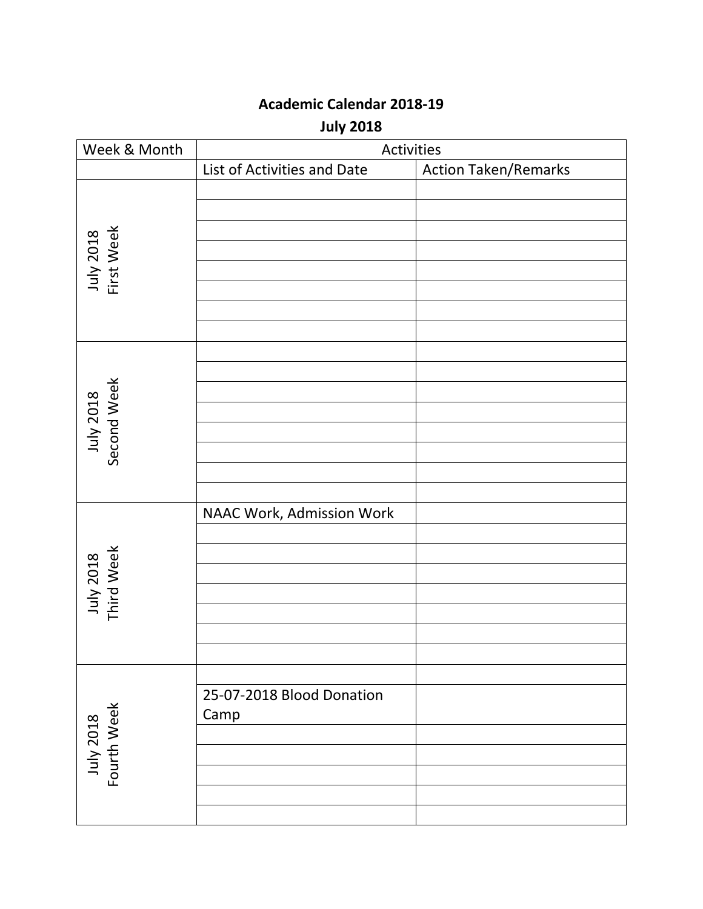# Academic Calendar 2018-19

## July 2018

| Week & Month | Activities | |
|---|---|---|
| | List of Activities and Date | Action Taken/Remarks |
| July 2018 First Week | | |
| | | |
| | | |
| | | |
| | | |
| | | |
| | | |
| | | |
| July 2018 Second Week | | |
| | | |
| | | |
| | | |
| | | |
| | | |
| | | |
| | | |
| July 2018 Third Week | NAAC Work, Admission Work | |
| | | |
| | | |
| | | |
| | | |
| | | |
| | | |
| | | |
| July 2018 Fourth Week | | |
| | 25-07-2018 Blood Donation Camp | |
| | | |
| | | |
| | | |
| | | |
| | | |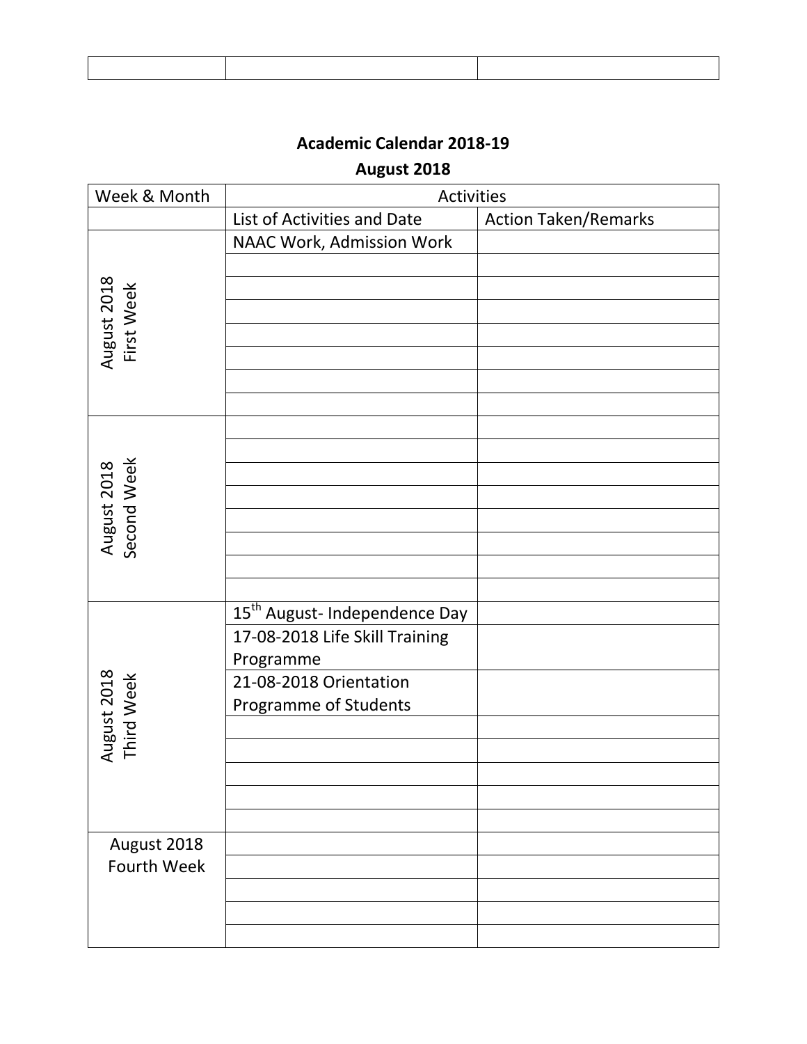| | | |
|---|---|---|

**Academic Calendar 2018-19**

**August 2018**

| Week & Month | Activities | |
|---|---|---|
| | List of Activities and Date | Action Taken/Remarks |
| August 2018 First Week | NAAC Work, Admission Work | |
| | | |
| | | |
| | | |
| | | |
| | | |
| | | |
| | | |
| August 2018 Second Week | | |
| | | |
| | | |
| | | |
| | | |
| | | |
| | | |
| | | |
| August 2018 Third Week | 15th August- Independence Day | |
| | 17-08-2018 Life Skill Training Programme | |
| | 21-08-2018 Orientation Programme of Students | |
| | | |
| | | |
| | | |
| | | |
| | | |
| August 2018 Fourth Week | | |
| | | |
| | | |
| | | |
| | | |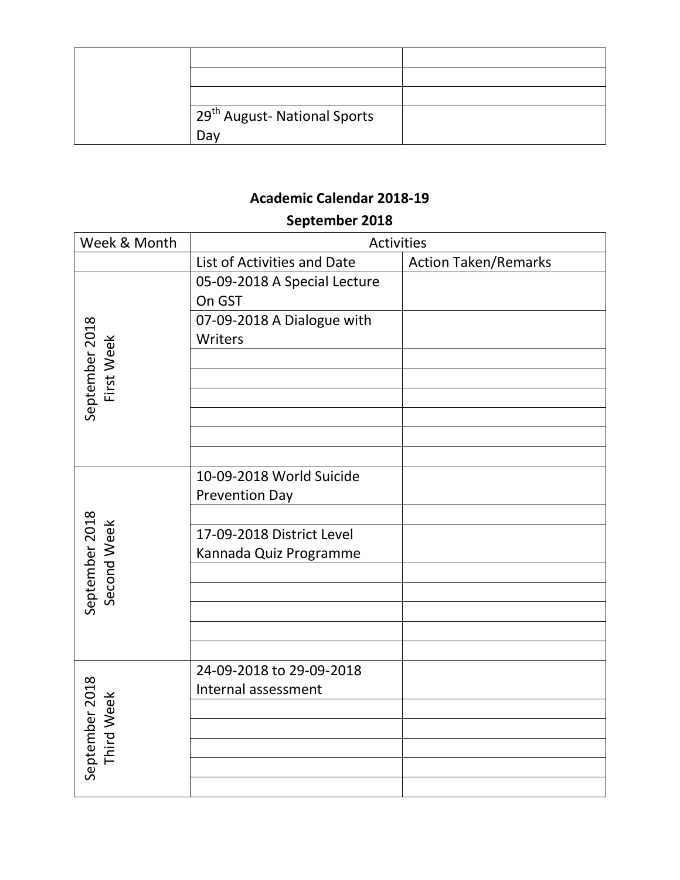| | | |
|---|---|---|
| | | |
| | | |
| | | |
| | 29th August- National Sports Day | |

**Academic Calendar 2018-19**

**September 2018**

| Week & Month | Activities | |
|---|---|---|
| | List of Activities and Date | Action Taken/Remarks |
| September 2018 First Week | 05-09-2018 A Special Lecture On GST | |
| | 07-09-2018 A Dialogue with Writers | |
| | | |
| | | |
| | | |
| | | |
| | | |
| | | |
| September 2018 Second Week | 10-09-2018 World Suicide Prevention Day | |
| | | |
| | 17-09-2018 District Level Kannada Quiz Programme | |
| | | |
| | | |
| | | |
| | | |
| | | |
| September 2018 Third Week | 24-09-2018 to 29-09-2018 Internal assessment | |
| | | |
| | | |
| | | |
| | | |
| | | |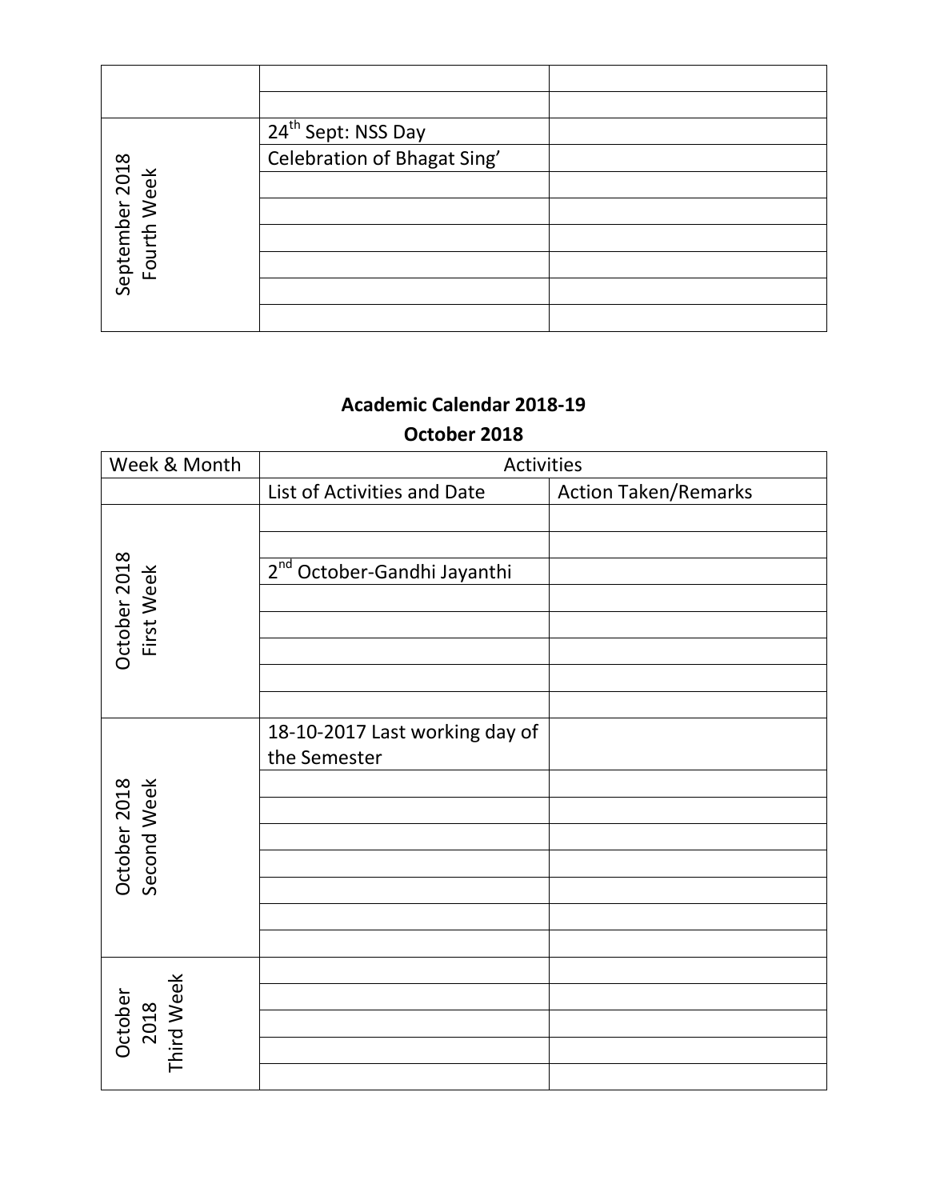| | | |
|---|---|---|
| | | |
| | | |
| September 2018 Fourth Week | 24th Sept: NSS Day | |
| | Celebration of Bhagat Sing' | |
| | | |
| | | |
| | | |
| | | |
| | | |
| | | |

## Academic Calendar 2018-19

## October 2018

| Week & Month | Activities | |
|---|---|---|
| | List of Activities and Date | Action Taken/Remarks |
| October 2018 First Week | | |
| | | |
| | 2nd October-Gandhi Jayanthi | |
| | | |
| | | |
| | | |
| | | |
| | | |
| October 2018 Second Week | 18-10-2017 Last working day of the Semester | |
| | | |
| | | |
| | | |
| | | |
| | | |
| | | |
| | | |
| October 2018 Third Week | | |
| | | |
| | | |
| | | |
| | | |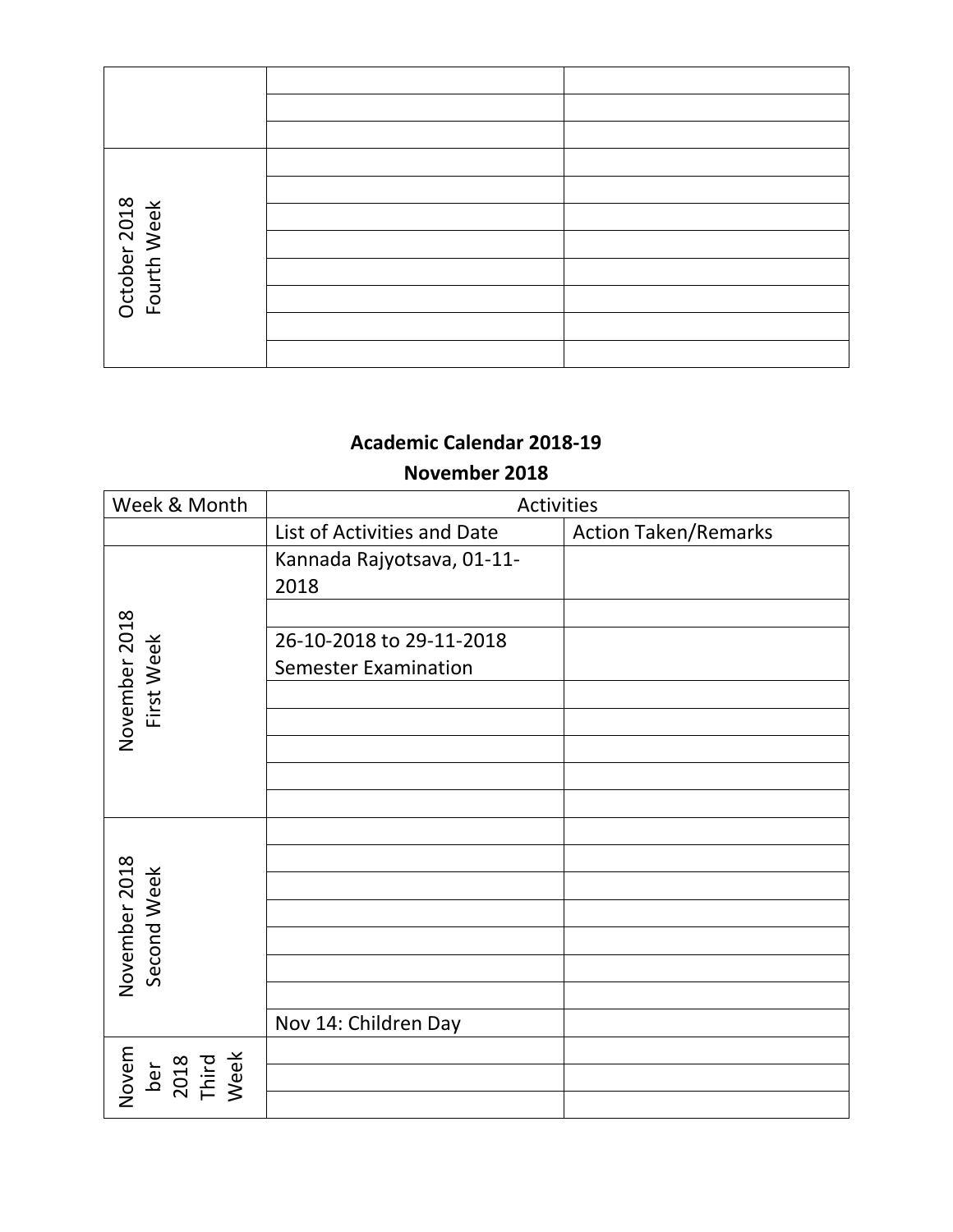|  |  |  |
|---|---|---|
|  |  |  |
|  |  |  |
|  |  |  |
| October 2018 Fourth Week |  |  |
|  |  |  |
|  |  |  |
|  |  |  |
|  |  |  |
|  |  |  |
|  |  |  |
|  |  |  |

## Academic Calendar 2018-19

## November 2018

| Week & Month | Activities | |
|---|---|---|
|  | List of Activities and Date | Action Taken/Remarks |
| November 2018 First Week | Kannada Rajyotsava, 01-11-2018 |  |
|  |  |  |
|  | 26-10-2018 to 29-11-2018 Semester Examination |  |
|  |  |  |
|  |  |  |
|  |  |  |
|  |  |  |
|  |  |  |
| November 2018 Second Week |  |  |
|  |  |  |
|  |  |  |
|  |  |  |
|  |  |  |
|  |  |  |
|  |  |  |
|  | Nov 14: Children Day |  |
| November 2018 Third Week |  |  |
|  |  |  |
|  |  |  |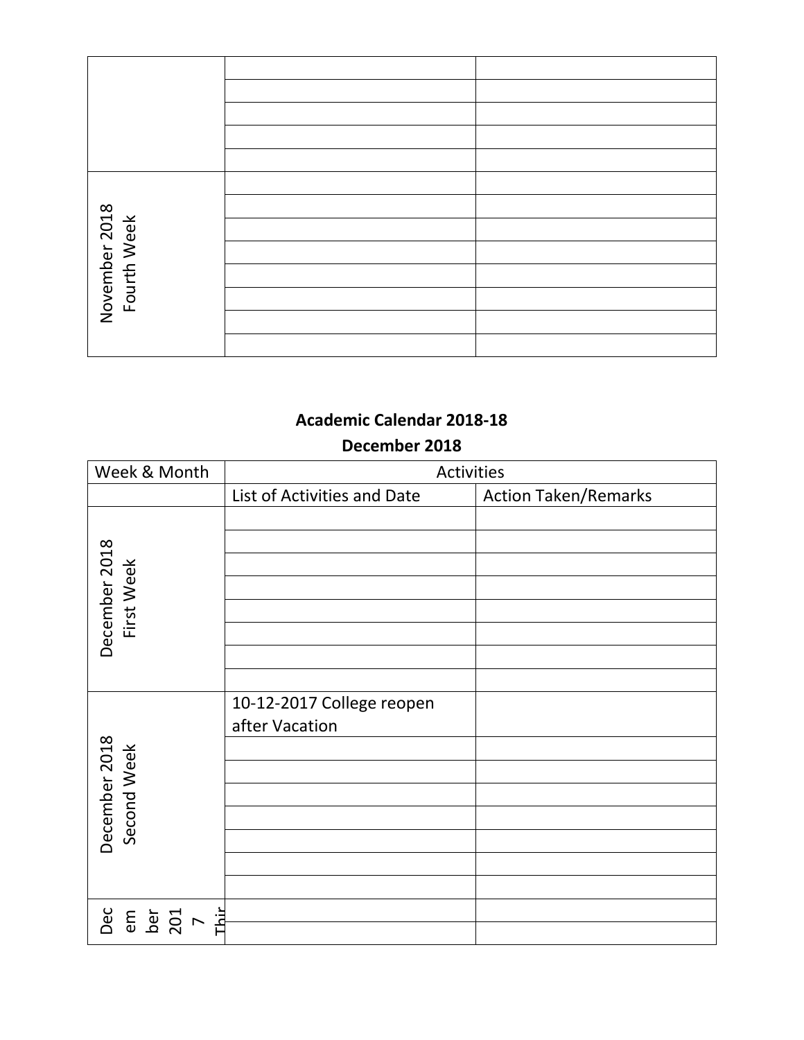|  |  |  |
|---|---|---|
|  |  |  |
|  |  |  |
|  |  |  |
|  |  |  |
|  |  |  |
| November 2018 Fourth Week |  |  |
|  |  |  |
|  |  |  |
|  |  |  |
|  |  |  |
|  |  |  |
|  |  |  |
|  |  |  |

**Academic Calendar 2018-18**

**December 2018**

| Week & Month | Activities |  |
|---|---|---|
|  | List of Activities and Date | Action Taken/Remarks |
| December 2018 First Week |  |  |
|  |  |  |
|  |  |  |
|  |  |  |
|  |  |  |
|  |  |  |
|  |  |  |
|  |  |  |
| December 2018 Second Week | 10-12-2017 College reopen after Vacation |  |
|  |  |  |
|  |  |  |
|  |  |  |
|  |  |  |
|  |  |  |
|  |  |  |
|  |  |  |
| December 2017 Thir |  |  |
|  |  |  |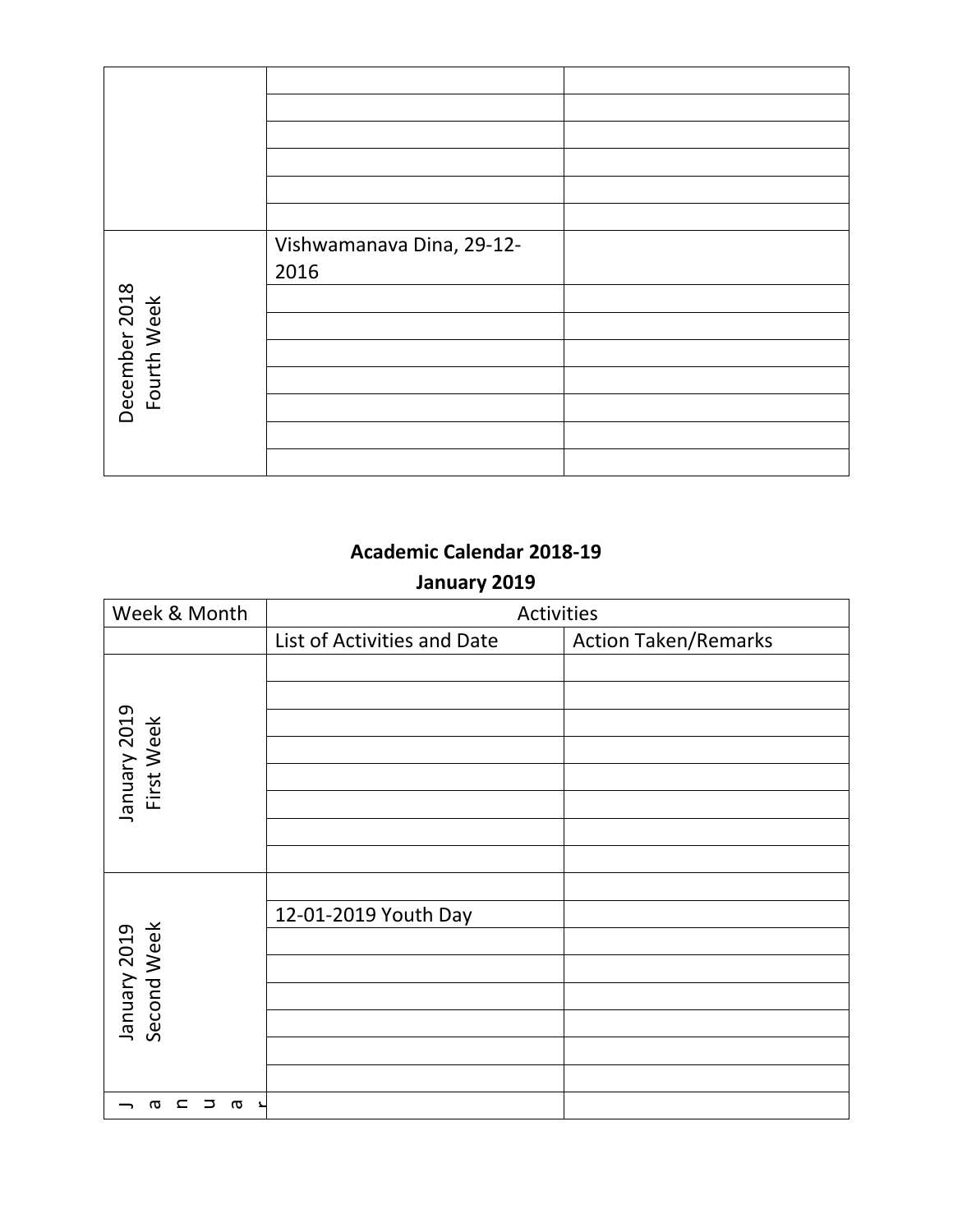| | | |
|---|---|---|
| | | |
| | | |
| | | |
| | | |
| | | |
| | | |
| December 2018 Fourth Week | Vishwamanava Dina, 29-12-2016 | |
| | | |
| | | |
| | | |
| | | |
| | | |
| | | |
| | | |

**Academic Calendar 2018-19**

**January 2019**

| Week & Month | Activities | |
|---|---|---|
| | List of Activities and Date | Action Taken/Remarks |
| January 2019 First Week | | |
| | | |
| | | |
| | | |
| | | |
| | | |
| | | |
| | | |
| January 2019 Second Week | | |
| | 12-01-2019 Youth Day | |
| | | |
| | | |
| | | |
| | | |
| | | |
| | | |
| Januar | | |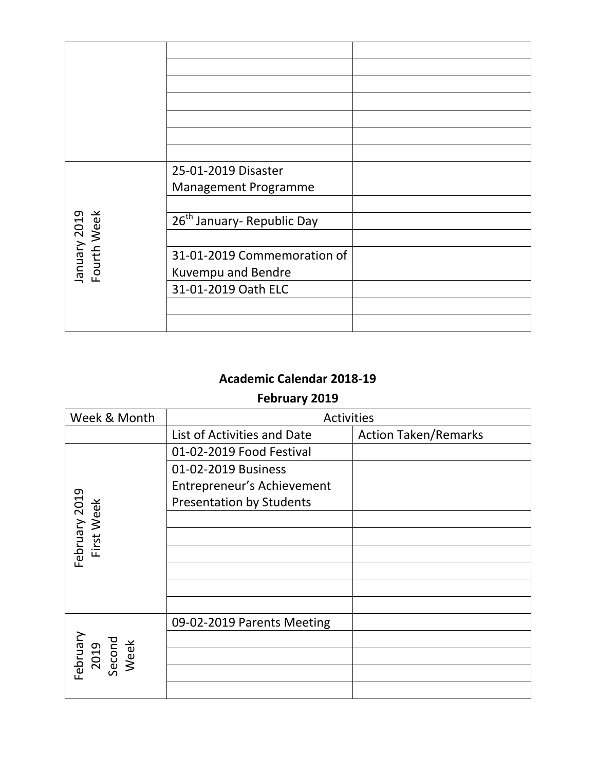| | | |
|---|---|---|
| | | |
| | | |
| | | |
| | | |
| | | |
| | | |
| | | |
| January 2019 Fourth Week | 25-01-2019 Disaster Management Programme | |
| | | |
| | 26th January- Republic Day | |
| | | |
| | 31-01-2019 Commemoration of Kuvempu and Bendre | |
| | 31-01-2019 Oath ELC | |
| | | |
| | | |

## Academic Calendar 2018-19

## February 2019

| Week & Month | Activities | |
|---|---|---|
| | List of Activities and Date | Action Taken/Remarks |
| February 2019 First Week | 01-02-2019 Food Festival | |
| | 01-02-2019 Business Entrepreneur's Achievement Presentation by Students | |
| | | |
| | | |
| | | |
| | | |
| | | |
| | | |
| February 2019 Second Week | 09-02-2019 Parents Meeting | |
| | | |
| | | |
| | | |
| | | |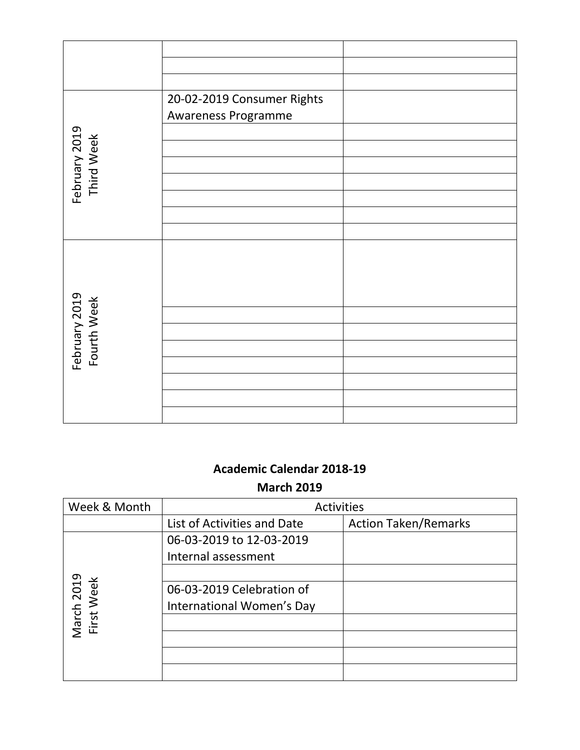| | | |
|---|---|---|
| | | |
| | | |
| | | |
| February 2019 Third Week | 20-02-2019 Consumer Rights Awareness Programme | |
| | | |
| | | |
| | | |
| | | |
| | | |
| | | |
| | | |
| February 2019 Fourth Week | | |
| | | |
| | | |
| | | |
| | | |
| | | |
| | | |
| | | |

## Academic Calendar 2018-19

## March 2019

| Week & Month | Activities | |
|---|---|---|
| | List of Activities and Date | Action Taken/Remarks |
| March 2019 First Week | 06-03-2019 to 12-03-2019 Internal assessment | |
| | | |
| | 06-03-2019 Celebration of International Women's Day | |
| | | |
| | | |
| | | |
| | | |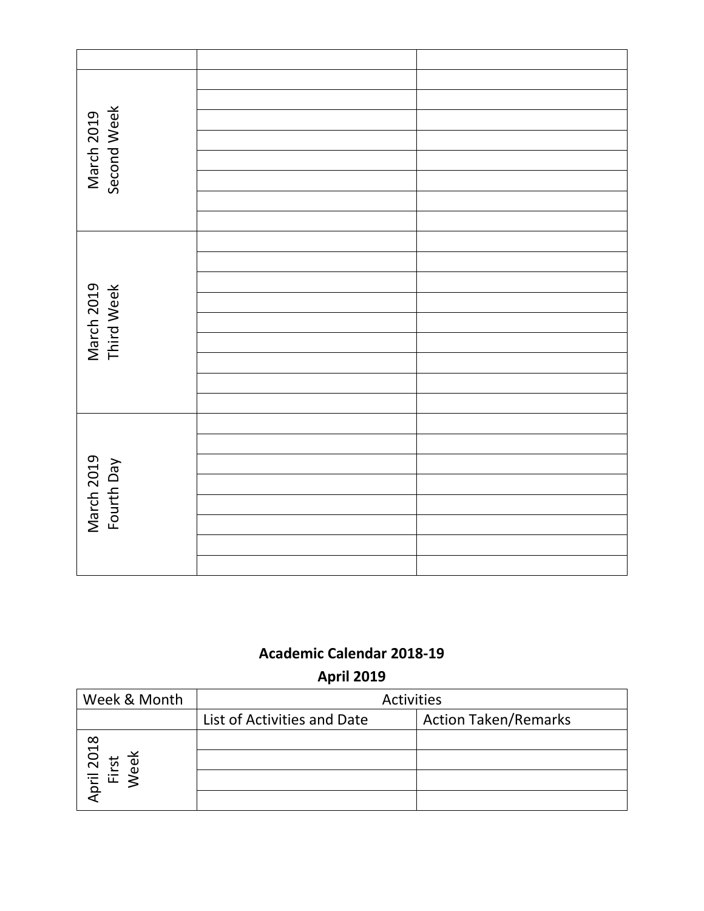| | | |
|---|---|---|
| March 2019 Second Week | | |
| | | |
| | | |
| | | |
| | | |
| | | |
| | | |
| | | |
| March 2019 Third Week | | |
| | | |
| | | |
| | | |
| | | |
| | | |
| | | |
| | | |
| | | |
| March 2019 Fourth Day | | |
| | | |
| | | |
| | | |
| | | |
| | | |
| | | |
| | | |

**Academic Calendar 2018-19**

**April 2019**

| Week & Month | Activities | |
|---|---|---|
| | List of Activities and Date | Action Taken/Remarks |
| April 2018 First Week | | |
| | | |
| | | |
| | | |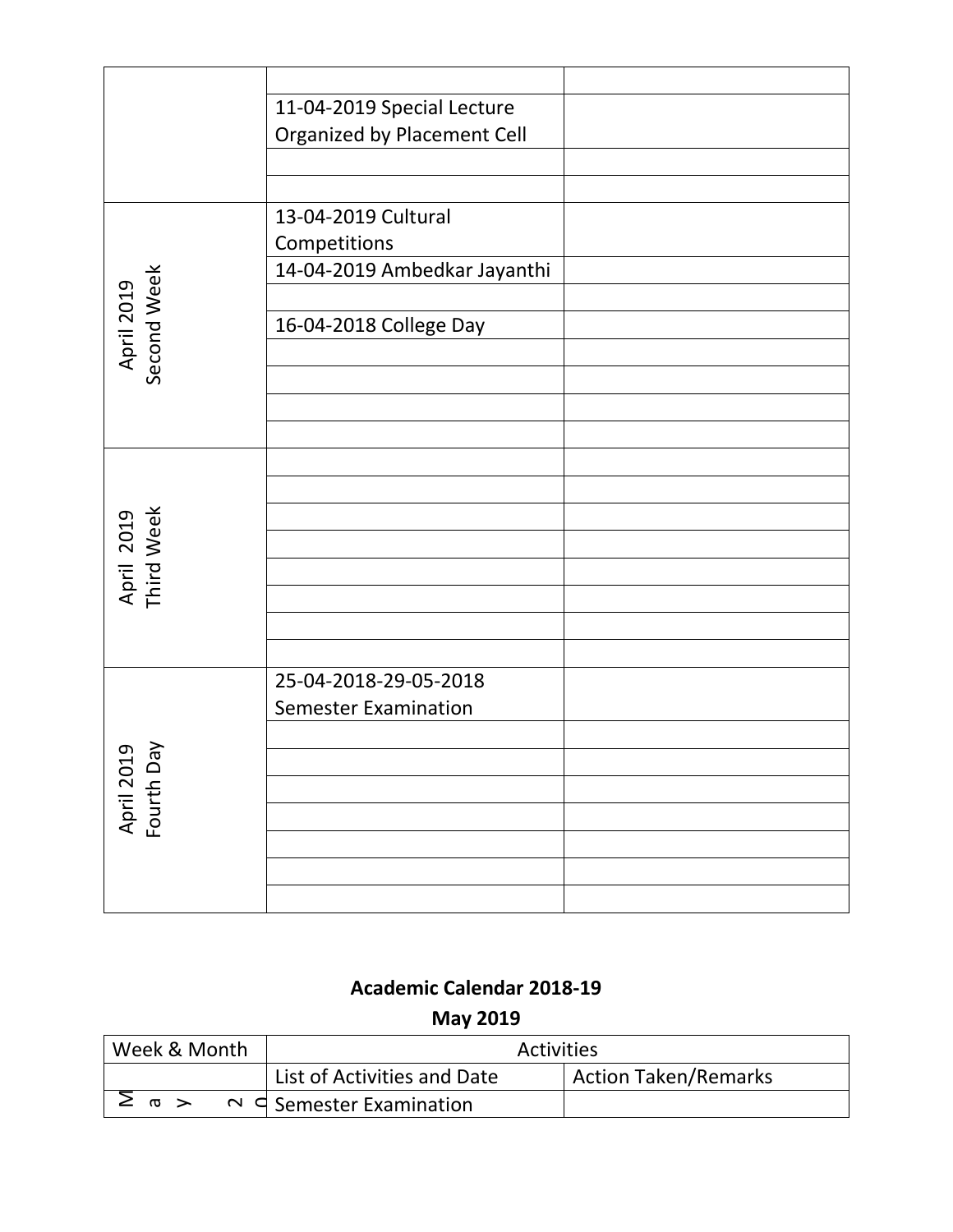| | | |
|---|---|---|
| | | |
| | 11-04-2019 Special Lecture Organized by Placement Cell | |
| | | |
| | | |
| April 2019 Second Week | 13-04-2019 Cultural Competitions | |
| | 14-04-2019 Ambedkar Jayanthi | |
| | | |
| | 16-04-2018 College Day | |
| | | |
| | | |
| | | |
| | | |
| April 2019 Third Week | | |
| | | |
| | | |
| | | |
| | | |
| | | |
| | | |
| | | |
| April 2019 Fourth Day | 25-04-2018-29-05-2018 Semester Examination | |
| | | |
| | | |
| | | |
| | | |
| | | |
| | | |
| | | |

**Academic Calendar 2018-19**

**May 2019**

| Week & Month | Activities | |
|---|---|---|
| | List of Activities and Date | Action Taken/Remarks |
| May 20 | Semester Examination | |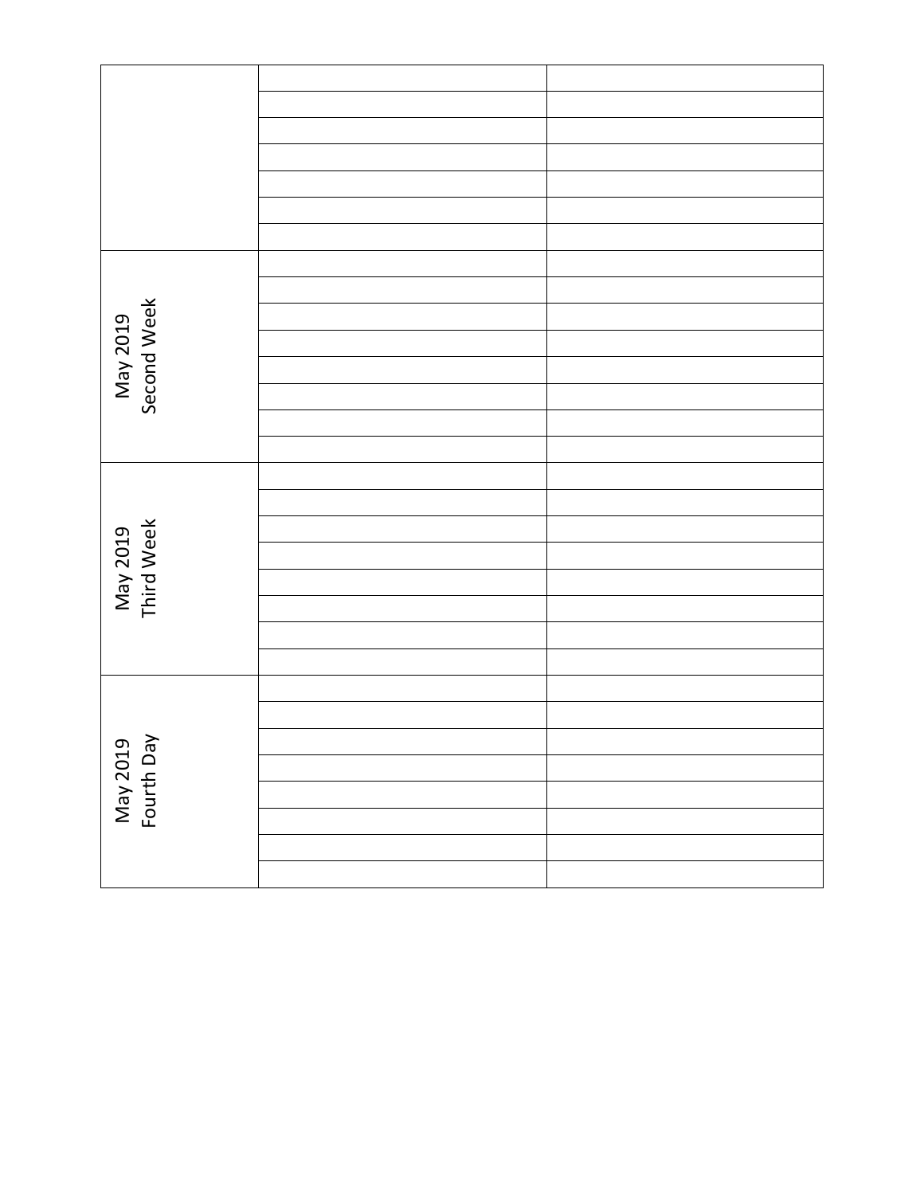| | | |
|---|---|---|
| | | |
| | | |
| | | |
| | | |
| | | |
| | | |
| | | |
| May 2019 Second Week | | |
| | | |
| | | |
| | | |
| | | |
| | | |
| | | |
| | | |
| May 2019 Third Week | | |
| | | |
| | | |
| | | |
| | | |
| | | |
| | | |
| | | |
| May 2019 Fourth Day | | |
| | | |
| | | |
| | | |
| | | |
| | | |
| | | |
| | | |